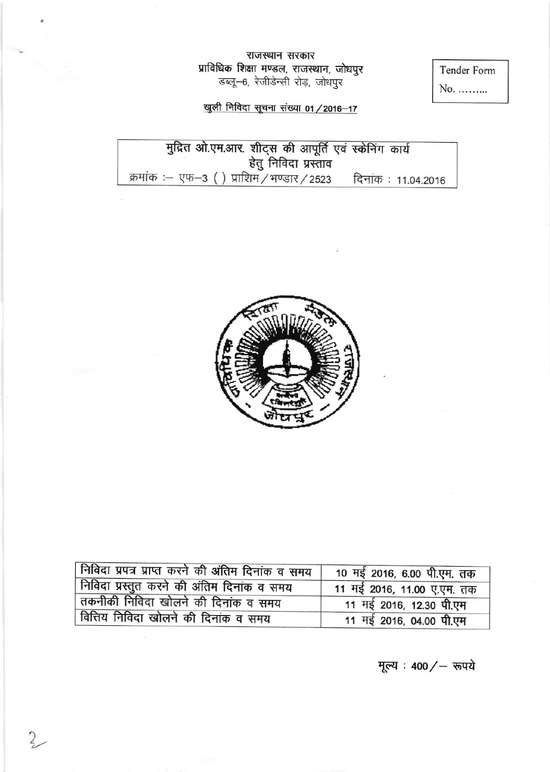राजस्थान सरकार

प्राविधिक शिक्षा मण्डल, राजस्थान, जोधपुर

डब्लू–6, रेजीडेन्सी रोड़, जोधपुर

Tender Form

No. .........

खुली निविदा सूचना संख्या 01/2016–17

## मुद्रित ओ.एम.आर. शीट्स की आपूर्ति एवं स्केनिंग कार्य हेतु निविदा प्रस्ताव

क्रमांक :– एफ–3 ( ) प्राशिम/भण्डार/2523 दिनांक : 11.04.2016

| | |
|---|---|
| निविदा प्रपत्र प्राप्त करने की अंतिम दिनांक व समय | 10 मई 2016, 6.00 पी.एम. तक |
| निविदा प्रस्तुत करने की अंतिम दिनांक व समय | 11 मई 2016, 11.00 ए.एम. तक |
| तकनीकी निविदा खोलने की दिनांक व समय | 11 मई 2016, 12.30 पी.एम |
| वित्तिय निविदा खोलने की दिनांक व समय | 11 मई 2016, 04.00 पी.एम |

मूल्य : 400/– रूपये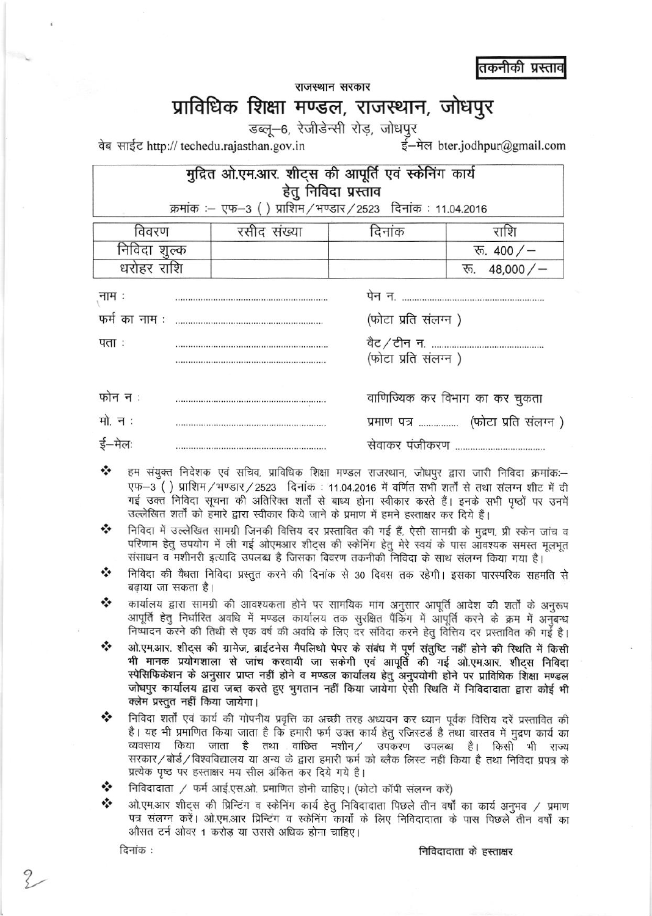**तकनीकी प्रस्ताव**

राजस्थान सरकार

# प्राविधिक शिक्षा मण्डल, राजस्थान, जोधपुर

डब्लू–6, रेजीडेन्सी रोड़, जोधपुर

वेब साईट http:// techedu.rajasthan.gov.in ई–मेल bter.jodhpur@gmail.com

## मुद्रित ओ.एम.आर. शीट्स की आपूर्ति एवं स्केनिंग कार्य हेतु निविदा प्रस्ताव

क्रमांक :– एफ–3 ( ) प्राशिम / भण्डार / 2523 दिनांक : 11.04.2016

| विवरण | रसीद संख्या | दिनांक | राशि |
|---|---|---|---|
| निविदा शुल्क | | | रू. 400 / – |
| धरोहर राशि | | | रू. 48,000 / – |

नाम : ..............................................................

फर्म का नाम : ..............................................................

पता : ..............................................................
..............................................................

फोन न : ..............................................................

मो. न : ..............................................................

ई–मेल: ..............................................................

पेन न. ..............................................................
(फोटा प्रति संलग्न )

वैट / टीन न. ..............................................................
(फोटा प्रति संलग्न )

वाणिज्यिक कर विभाग का कर चुकता
प्रमाण पत्र ................ (फोटा प्रति संलग्न )

सेवाकर पंजीकरण ....................................

- हम संयुक्त निदेशक एवं सचिव, प्राविधिक शिक्षा मण्डल राजस्थान, जोधपुर द्वारा जारी निविदा क्रमांकः– एफ–3 ( ) प्राशिम / भण्डार / 2523 दिनांक : 11.04.2016 में वर्णित सभी शर्तों से तथा संलग्न शीट में दी गई उक्त निविदा सूचना की अतिरिक्त शर्तों से बाध्य होना स्वीकार करते है। इनके सभी पृष्ठों पर उनमें उल्लेखित शर्तो को हमारे द्वारा स्वीकार किये जाने के प्रमाण में हमने हस्ताक्षर कर दिये हैं।
- निविदा में उल्लेखित सामग्री जिनकी वित्तिय दर प्रस्तावित की गई हैं, ऐसी सामग्री के मुद्रण, प्री स्केन जांच व परिणाम हेतु उपयोग में ली गई ओएमआर शीट्स की स्केनिंग हेतु मेरे स्वयं के पास आवश्यक समस्त मूलभूत संसाधन व मशीनरी इत्यादि उपलब्ध है जिसका विवरण तकनीकी निविदा के साथ संलग्न किया गया है।
- निविदा की वैधता निविदा प्रस्तुत करने की दिनांक से 30 दिवस तक रहेगी। इसका पारस्परिक सहमति से बढ़ाया जा सकता है।
- कार्यालय द्वारा सामग्री की आवश्यकता होने पर सामयिक मांग अनुसार आपूर्ति आदेश की शर्तों के अनुरूप आपूर्ति हेतु निर्धारित अवधि में मण्डल कार्यालय तक सुरक्षित पैकिंग में आपूर्ति करने के क्रम में अनुबन्ध निष्पादन करने की तिथी से एक वर्ष की अवधि के लिए दर संविदा करने हेतु वित्तिय दर प्रस्तावित की गई है।
- **ओ.एम.आर. शीट्स की ग्रामेज, ब्राईटनेस मैपलिथो पेपर के संबंध में पूर्ण संतुष्टि नहीं होने की स्थिति में किसी भी मानक प्रयोगशाला से जांच करवायी जा सकेगी एवं आपूर्ति की गई ओ.एम.आर. शीट्स निविदा स्पेसिफिकेशन के अनुसार प्राप्त नहीं होने व मण्डल कार्यालय हेतु अनुपयोगी होने पर प्राविधिक शिक्षा मण्डल जोधपुर कार्यालय द्वारा जब्त करते हुए भुगतान नहीं किया जायेगा ऐसी स्थिति में निविदादाता द्वारा कोई भी क्लेम प्रस्तुत नहीं किया जायेगा।**
- निविदा शर्तों एवं कार्य की गोपनीय प्रवृत्ति का अच्छी तरह अध्ययन कर ध्यान पूर्वक वित्तिय दरे प्रस्तावित की है। यह भी प्रमाणित किया जाता है कि हमारी फर्म उक्त कार्य हेतु रजिस्टर्ड है तथा वास्तव में मुद्रण कार्य का व्यवसाय किया जाता है तथा वांछित मशीन / उपकरण उपलब्ध है। किसी भी राज्य सरकार / बोर्ड / विश्वविद्यालय या अन्य के द्वारा हमारी फर्म को ब्लैक लिस्ट नहीं किया है तथा निविदा प्रपत्र के प्रत्येक पृष्ठ पर हस्ताक्षर मय सील अंकित कर दिये गये है।
- निविदादाता / फर्म आई.एस.ओ. प्रमाणित होनी चाहिए। (फोटो कॉपी संलग्न करें)
- ओ.एम.आर शीट्स की प्रिन्टिंग व स्केनिंग कार्य हेतु निविदादाता पिछले तीन वर्षों का कार्य अनुभव / प्रमाण पत्र संलग्न करें। ओ.एम.आर प्रिन्टिंग व स्केनिंग कार्यो के लिए निविदादाता के पास पिछले तीन वर्षो का औसत टर्न ओवर 1 करोड़ या उससे अधिक होना चाहिए।

दिनांक :

**निविदादाता के हस्ताक्षर**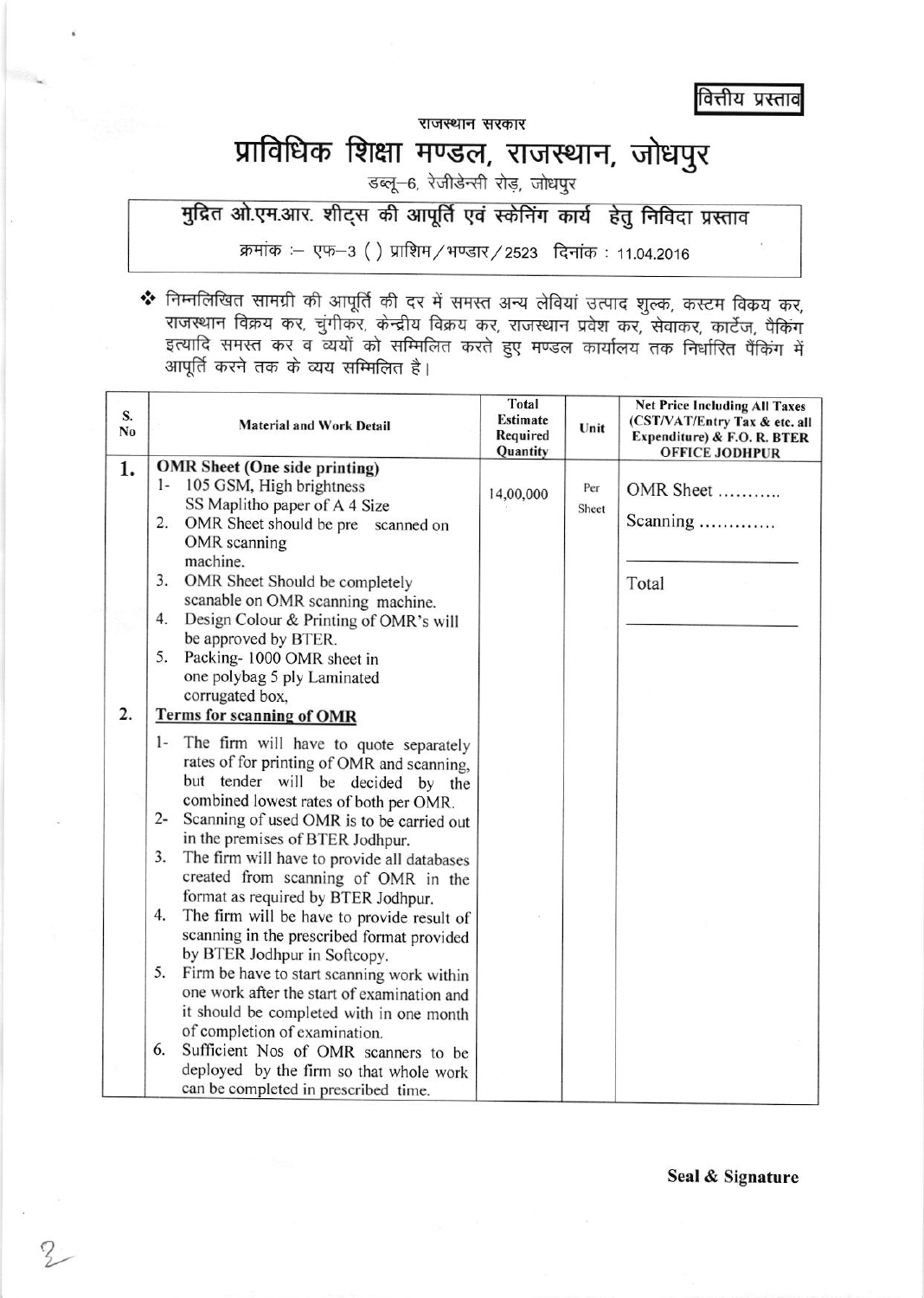वित्तीय प्रस्ताव

राजस्थान सरकार

# प्राविधिक शिक्षा मण्डल, राजस्थान, जोधपुर

डब्लू–6, रेजीडेन्सी रोड़, जोधपुर

## मुद्रित ओ.एम.आर. शीट्स की आपूर्ति एवं स्केनिंग कार्य हेतु निविदा प्रस्ताव

क्रमांक :– एफ–3 ( ) प्राशिम/भण्डार/2523 दिनांक : 11.04.2016

❖ निम्नलिखित सामग्री की आपूर्ति की दर में समस्त अन्य लेवियां उत्पाद शुल्क, कस्टम विकय कर, राजस्थान विक्रय कर, चुंगीकर, केन्द्रीय विक्रय कर, राजस्थान प्रवेश कर, सेवाकर, कार्टेज, पैकिंग इत्यादि समस्त कर व व्ययों को सम्मिलित करते हुए मण्डल कार्यालय तक निर्धारित पैंकिंग में आपूर्ति करने तक के व्यय सम्मिलित है।

| S. No | Material and Work Detail | Total Estimate Required Quantity | Unit | Net Price Including All Taxes (CST/VAT/Entry Tax & etc. all Expenditure) & F.O. R. BTER OFFICE JODHPUR |
|---|---|---|---|---|
| 1. | **OMR Sheet (One side printing)**<br>1- 105 GSM, High brightness SS Maplitho paper of A 4 Size<br>2. OMR Sheet should be pre scanned on OMR scanning machine.<br>3. OMR Sheet Should be completely scanable on OMR scanning machine.<br>4. Design Colour & Printing of OMR's will be approved by BTER.<br>5. Packing- 1000 OMR sheet in one polybag 5 ply Laminated corrugated box, | 14,00,000 | Per Sheet | OMR Sheet ..........<br>Scanning ............<br>________________<br>Total<br>________________ |
| 2. | **Terms for scanning of OMR**<br>1- The firm will have to quote separately rates of for printing of OMR and scanning, but tender will be decided by the combined lowest rates of both per OMR.<br>2- Scanning of used OMR is to be carried out in the premises of BTER Jodhpur.<br>3. The firm will have to provide all databases created from scanning of OMR in the format as required by BTER Jodhpur.<br>4. The firm will be have to provide result of scanning in the prescribed format provided by BTER Jodhpur in Softcopy.<br>5. Firm be have to start scanning work within one work after the start of examination and it should be completed with in one month of completion of examination.<br>6. Sufficient Nos of OMR scanners to be deployed by the firm so that whole work can be completed in prescribed time. | | | |

**Seal & Signature**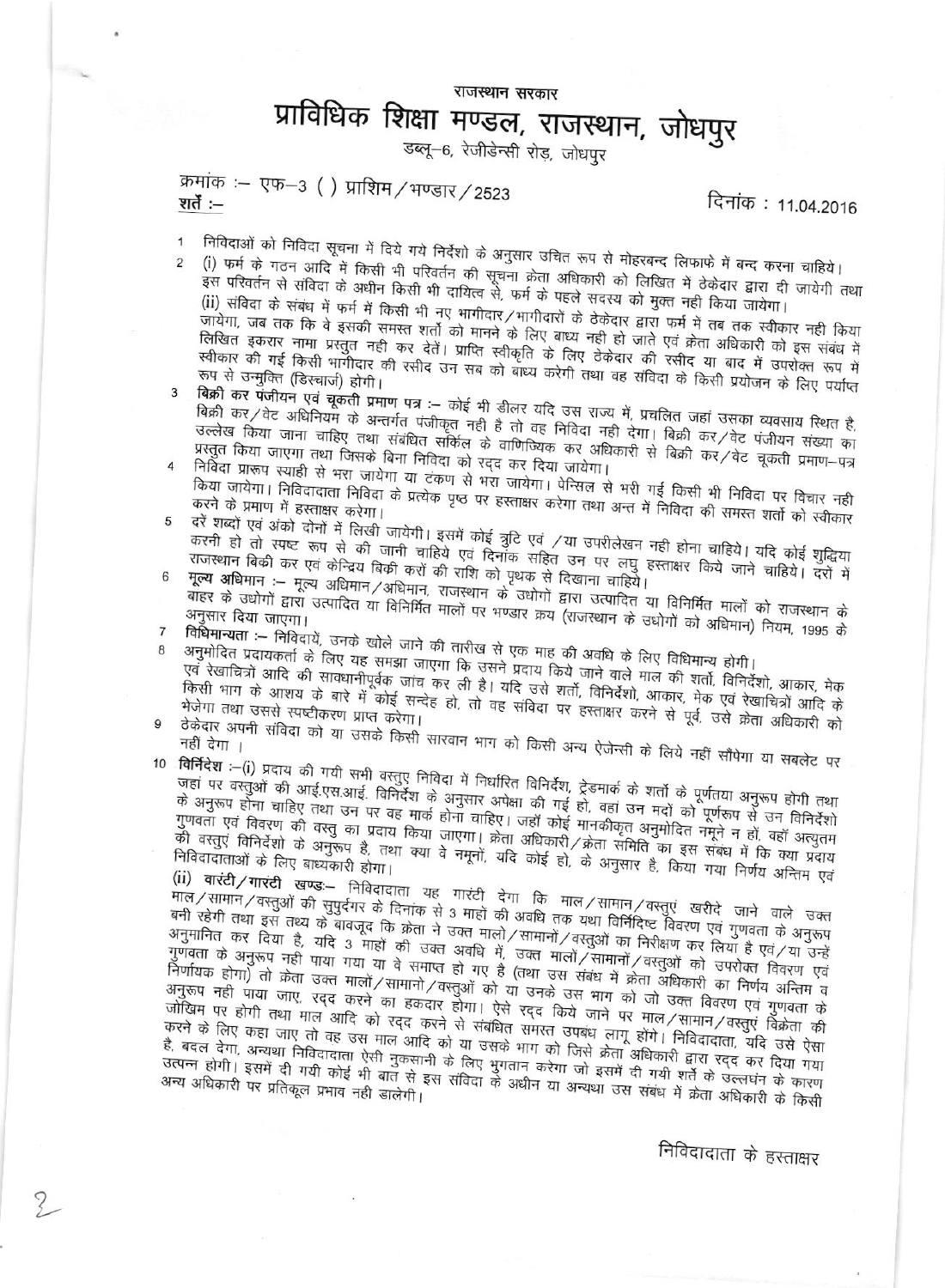राजस्थान सरकार

# प्राविधिक शिक्षा मण्डल, राजस्थान, जोधपुर

डब्लू–6, रेजीडेन्सी रोड़, जोधपुर

क्रमांक :– एफ–3 ( ) प्राशिम / भण्डार / 2523 दिनांक : 11.04.2016

**शर्ते :–**

1. निविदाओं को निविदा सूचना में दिये गये निर्देशो के अनुसार उचित रूप से मोहरबन्द लिफाफे में बन्द करना चाहिये।
2. (i) फर्म के गठन आदि में किसी भी परिवर्तन की सूचना क्रेता अधिकारी को लिखित में ठेकेदार द्वारा दी जायेगी तथा इस परिवर्तन से संविदा के अधीन किसी भी दायित्व से, फर्म के पहले सदस्य को मुक्त नही किया जायेगा।
   (ii) संविदा के संबंध में फर्म में किसी भी नए भागीदार / भागीदारों के ठेकेदार द्वारा फर्म में तब तक स्वीकार नही किया जायेगा, जब तक कि वे इसकी समस्त शर्तो को मानने के लिए बाध्य नही हो जाते एवं क्रेता अधिकारी को इस संबंध में लिखित इकरार नामा प्रस्तुत नही कर देतें। प्राप्ति स्वीकृति के लिए ठेकेदार की रसीद या बाद में उपरोक्त रूप में स्वीकार की गई किसी भागीदार की रसीद उन सब को बाध्य करेगी तथा वह संविदा के किसी प्रयोजन के लिए पर्याप्त रूप से उन्मुक्ति (डिस्चार्ज) होगी।
3. **बिक्री कर पंजीयन एवं चूकती प्रमाण पत्र :–** कोई भी डीलर यदि उस राज्य में, प्रचलित जहां उसका व्यवसाय स्थित है, बिक्री कर / वेट अधिनियम के अन्तर्गत पंजीकृत नही है तो वह निविदा नही देगा। बिक्री कर / वेट पंजीयन संख्या का उल्लेख किया जाना चाहिए तथा संबंधित सर्किल के वाणिज्यिक कर अधिकारी से बिक्री कर / वेट चूकती प्रमाण–पत्र प्रस्तुत किया जाएगा तथा जिसके बिना निविदा को रद्द कर दिया जायेगा।
4. निविदा प्रारूप स्याही से भरा जायेगा या टंकण से भरा जायेगा। पेन्सिल से भरी गई किसी भी निविदा पर विचार नही किया जायेगा। निविदादाता निविदा के प्रत्येक पृष्ठ पर हस्ताक्षर करेगा तथा अन्त में निविदा की समस्त शर्तो को स्वीकार करने के प्रमाण में हस्ताक्षर करेगा।
5. दरें शब्दों एवं अंको दोनों में लिखी जायेगी। इसमें कोई त्रुटि एवं / या उपरीलेखन नही होना चाहिये। यदि कोई शुद्धिया करनी हो तो स्पष्ट रूप से की जानी चाहिये एवं दिनांक सहित उन पर लघु हस्ताक्षर किये जाने चाहिये। दरों में राजस्थान बिक्री कर एवं केन्द्रिय बिक्री करों की राशि को पृथक से दिखाना चाहिये।
6. **मूल्य अधिमान :–** मूल्य अधिमान / अधिमान, राजस्थान के उद्योगों द्वारा उत्पादित या विनिर्मित मालों को राजस्थान के बाहर के उद्योगों द्वारा उत्पादित या विनिर्मित मालों पर भण्डार क्रय (राजस्थान के उद्योगों को अधिमान) नियम, 1995 के अनुसार दिया जाएगा।
7. **विधिमान्यता :–** निविदायें, उनके खोले जाने की तारीख से एक माह की अवधि के लिए विधिमान्य होगी।
8. अनुमोदित प्रदायकर्ता के लिए यह समझा जाएगा कि उसने प्रदाय किये जाने वाले माल की शर्तो, विनिर्देशो, आकार, मेक एवं रेखाचित्रों आदि की सावधानीपूर्वक जांच कर ली है। यदि उसे शर्तो, विनिर्देशो, आकार, मेक एवं रेखाचित्रों आदि के किसी भाग के आशय के बारे में कोई सन्देह हो, तो वह संविदा पर हस्ताक्षर करने से पूर्व, उसे क्रेता अधिकारी को भेजेगा तथा उससे स्पष्टीकरण प्राप्त करेगा।
9. ठेकेदार अपनी संविदा को या उसके किसी सारवान भाग को किसी अन्य ऐजेन्सी के लिये नहीं सौंपेगा या सबलेट पर नहीं देगा।
10. **विर्निदेश :–(i)** प्रदाय की गयी सभी वस्तुए निविदा में निर्धारित विनिर्देश, ट्रेडमार्क के शर्तो के पूर्णतया अनुरूप होगी तथा जहां पर वस्तुओं की आई.एस.आई. विनिर्देश के अनुसार अपेक्षा की गई हो, वहां उन मदों को पूर्णरूप से उन विनिर्देशो के अनुरूप होना चाहिए तथा उन पर वह मार्क होना चाहिए। जहाँ कोई मानकीकृत अनुमोदित नमूने न हों, वहाँ अत्युतम गुणवत्ता एवं विवरण की वस्तु का प्रदाय किया जाएगा। क्रेता अधिकारी / क्रेता समिति का इस संबंध में कि क्या प्रदाय की वस्तुएं विनिर्देशो के अनुरूप है, तथा क्या वे नमूनों, यदि कोई हो, के अनुसार है, किया गया निर्णय अन्तिम एवं निविदादाताओं के लिए बाध्यकारी होगा।

    **(ii) वारंटी / गारंटी खण्ड:–** निविदादाता यह गारंटी देगा कि माल / सामान / वस्तुएं खरीदे जाने वाले उक्त माल / सामान / वस्तुओं की सुपुर्दगर के दिनांक से 3 माहों की अवधि तक यथा विर्निदिष्ट विवरण एवं गुणवत्ता के अनुरूप बनी रहेगी तथा इस तथ्य के बावजूद कि क्रेता ने उक्त मालो / सामानों / वस्तुओं का निरीक्षण कर लिया है एवं / या उन्हें अनुमानित कर दिया है, यदि 3 माहों की उक्त अवधि में, उक्त मालों / सामानों / वस्तुओं को उपरोक्त विवरण एवं गुणवत्ता के अनुरूप नही पाया गया या वे समाप्त हो गए है (तथा उस संबंध में क्रेता अधिकारी का निर्णय अन्तिम व निर्णायक होगा) तो क्रेता उक्त मालों / सामानो / वस्तुओं को या उनके उस भाग को जो उक्त विवरण एवं गुणवत्ता के अनुरूप नही पाया जाए, रद्द करने का हकदार होगा। ऐसे रद्द किये जाने पर माल / सामान / वस्तुएं विक्रेता की जोखिम पर होगी तथा माल आदि को रद्द करने से संबंधित समस्त उपबंध लागू होंगे। निविदादाता, यदि उसे ऐसा करने के लिए कहा जाए तो वह उस माल आदि को या उसके भाग को जिसे क्रेता अधिकारी द्वारा रद्द कर दिया गया है, बदल देगा, अन्यथा निविदादाता ऐसी नुकसानी के लिए भुगतान करेगा जो इसमें दी गयी शर्ते के उल्लघंन के कारण उत्पन्न होगी। इसमें दी गयी कोई भी बात से इस संविदा के अधीन या अन्यथा उस संबंध में क्रेता अधिकारी के किसी अन्य अधिकारी पर प्रतिकूल प्रभाव नही डालेगी।

निविदादाता के हस्ताक्षर